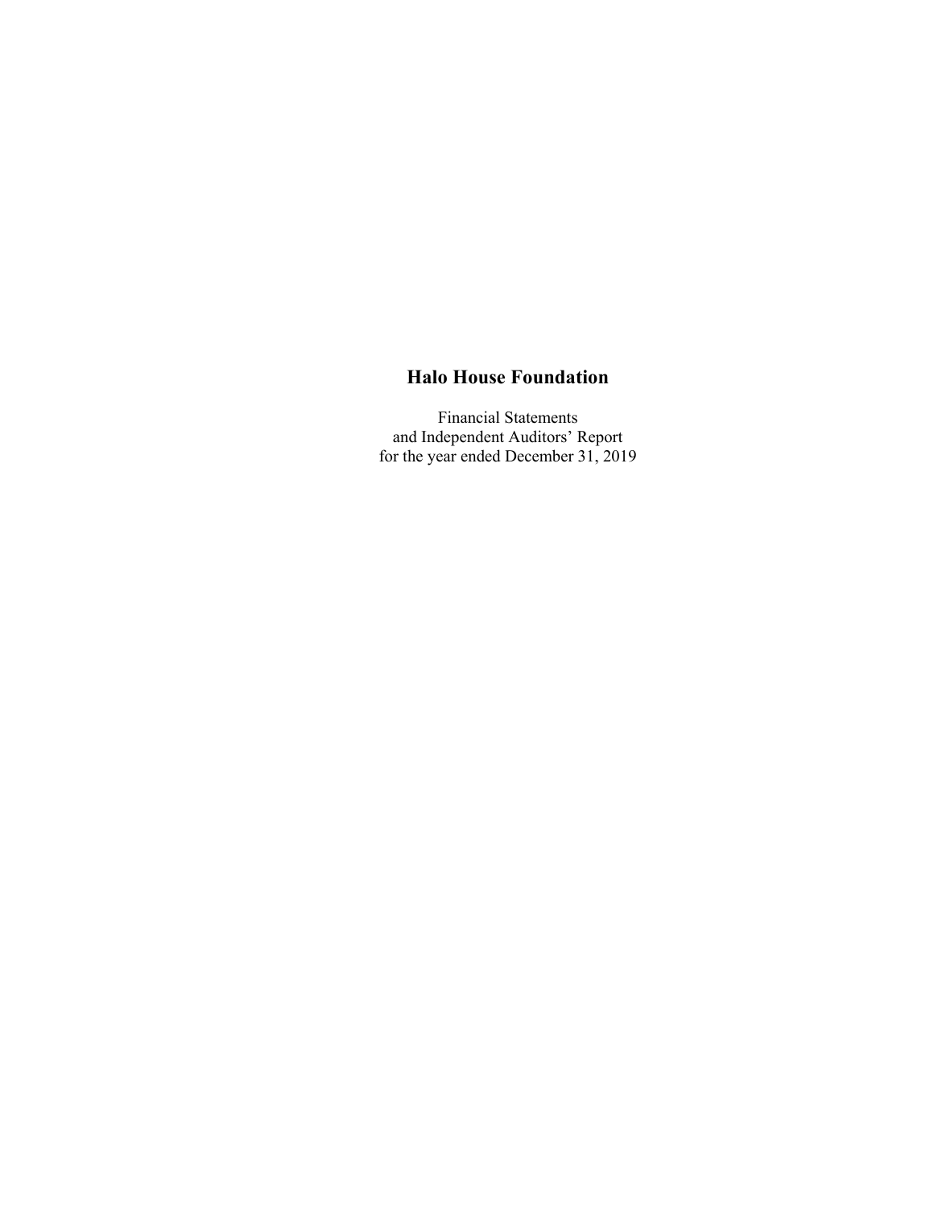# Halo House Foundation

Financial Statements
and Independent Auditors' Report
for the year ended December 31, 2019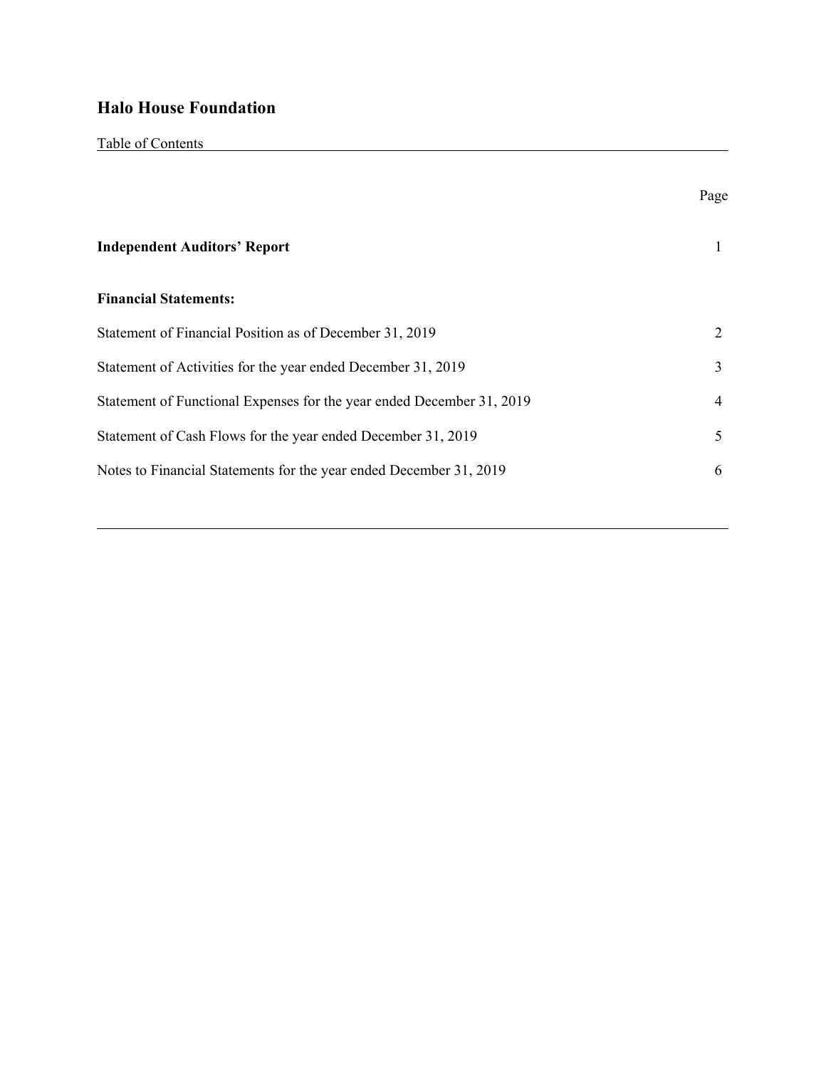# Halo House Foundation

Table of Contents

| | Page |
|---|---|
| **Independent Auditors' Report** | 1 |
| **Financial Statements:** | |
| Statement of Financial Position as of December 31, 2019 | 2 |
| Statement of Activities for the year ended December 31, 2019 | 3 |
| Statement of Functional Expenses for the year ended December 31, 2019 | 4 |
| Statement of Cash Flows for the year ended December 31, 2019 | 5 |
| Notes to Financial Statements for the year ended December 31, 2019 | 6 |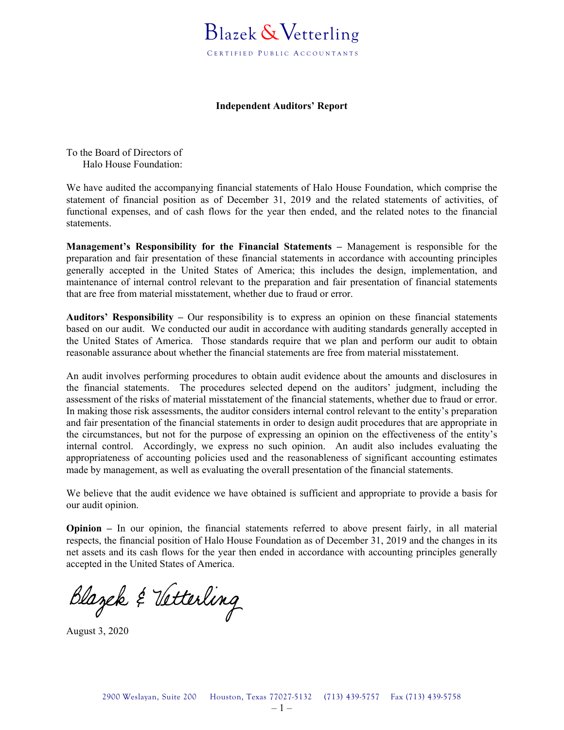Blazek & Vetterling

CERTIFIED PUBLIC ACCOUNTANTS

## Independent Auditors' Report

To the Board of Directors of
Halo House Foundation:

We have audited the accompanying financial statements of Halo House Foundation, which comprise the statement of financial position as of December 31, 2019 and the related statements of activities, of functional expenses, and of cash flows for the year then ended, and the related notes to the financial statements.

**Management's Responsibility for the Financial Statements –** Management is responsible for the preparation and fair presentation of these financial statements in accordance with accounting principles generally accepted in the United States of America; this includes the design, implementation, and maintenance of internal control relevant to the preparation and fair presentation of financial statements that are free from material misstatement, whether due to fraud or error.

**Auditors' Responsibility –** Our responsibility is to express an opinion on these financial statements based on our audit. We conducted our audit in accordance with auditing standards generally accepted in the United States of America. Those standards require that we plan and perform our audit to obtain reasonable assurance about whether the financial statements are free from material misstatement.

An audit involves performing procedures to obtain audit evidence about the amounts and disclosures in the financial statements. The procedures selected depend on the auditors' judgment, including the assessment of the risks of material misstatement of the financial statements, whether due to fraud or error. In making those risk assessments, the auditor considers internal control relevant to the entity's preparation and fair presentation of the financial statements in order to design audit procedures that are appropriate in the circumstances, but not for the purpose of expressing an opinion on the effectiveness of the entity's internal control. Accordingly, we express no such opinion. An audit also includes evaluating the appropriateness of accounting policies used and the reasonableness of significant accounting estimates made by management, as well as evaluating the overall presentation of the financial statements.

We believe that the audit evidence we have obtained is sufficient and appropriate to provide a basis for our audit opinion.

**Opinion –** In our opinion, the financial statements referred to above present fairly, in all material respects, the financial position of Halo House Foundation as of December 31, 2019 and the changes in its net assets and its cash flows for the year then ended in accordance with accounting principles generally accepted in the United States of America.

Blazek & Vetterling

August 3, 2020

2900 Weslayan, Suite 200 Houston, Texas 77027-5132 (713) 439-5757 Fax (713) 439-5758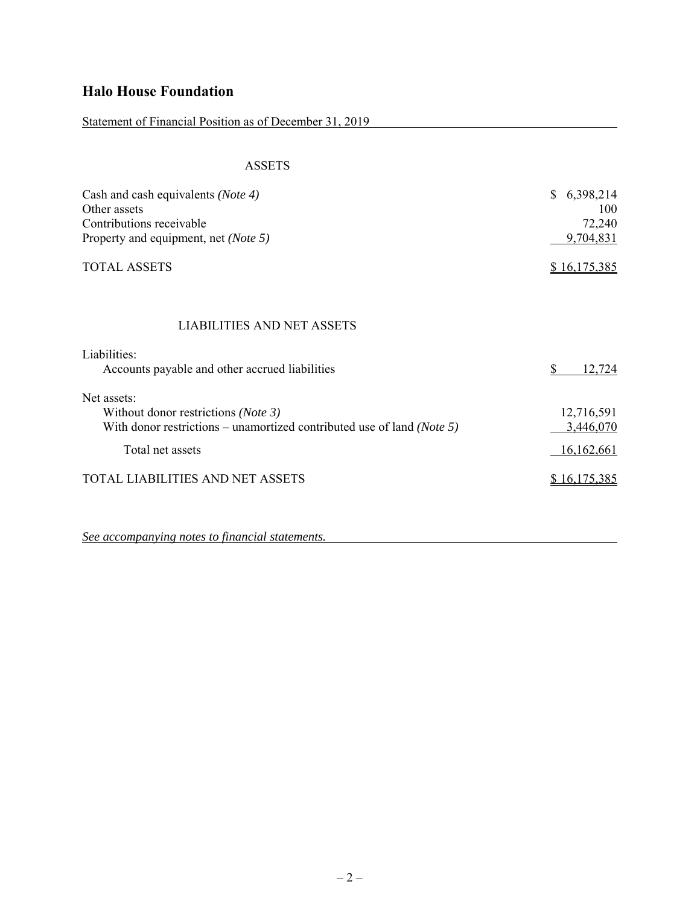# Halo House Foundation

Statement of Financial Position as of December 31, 2019

## ASSETS

| | |
|---|---|
| Cash and cash equivalents *(Note 4)* | $ 6,398,214 |
| Other assets | 100 |
| Contributions receivable | 72,240 |
| Property and equipment, net *(Note 5)* | 9,704,831 |
| TOTAL ASSETS | $ 16,175,385 |

## LIABILITIES AND NET ASSETS

| | |
|---|---|
| Liabilities: | |
| Accounts payable and other accrued liabilities | $ 12,724 |
| Net assets: | |
| Without donor restrictions *(Note 3)* | 12,716,591 |
| With donor restrictions – unamortized contributed use of land *(Note 5)* | 3,446,070 |
| Total net assets | 16,162,661 |
| TOTAL LIABILITIES AND NET ASSETS | $ 16,175,385 |

*See accompanying notes to financial statements.*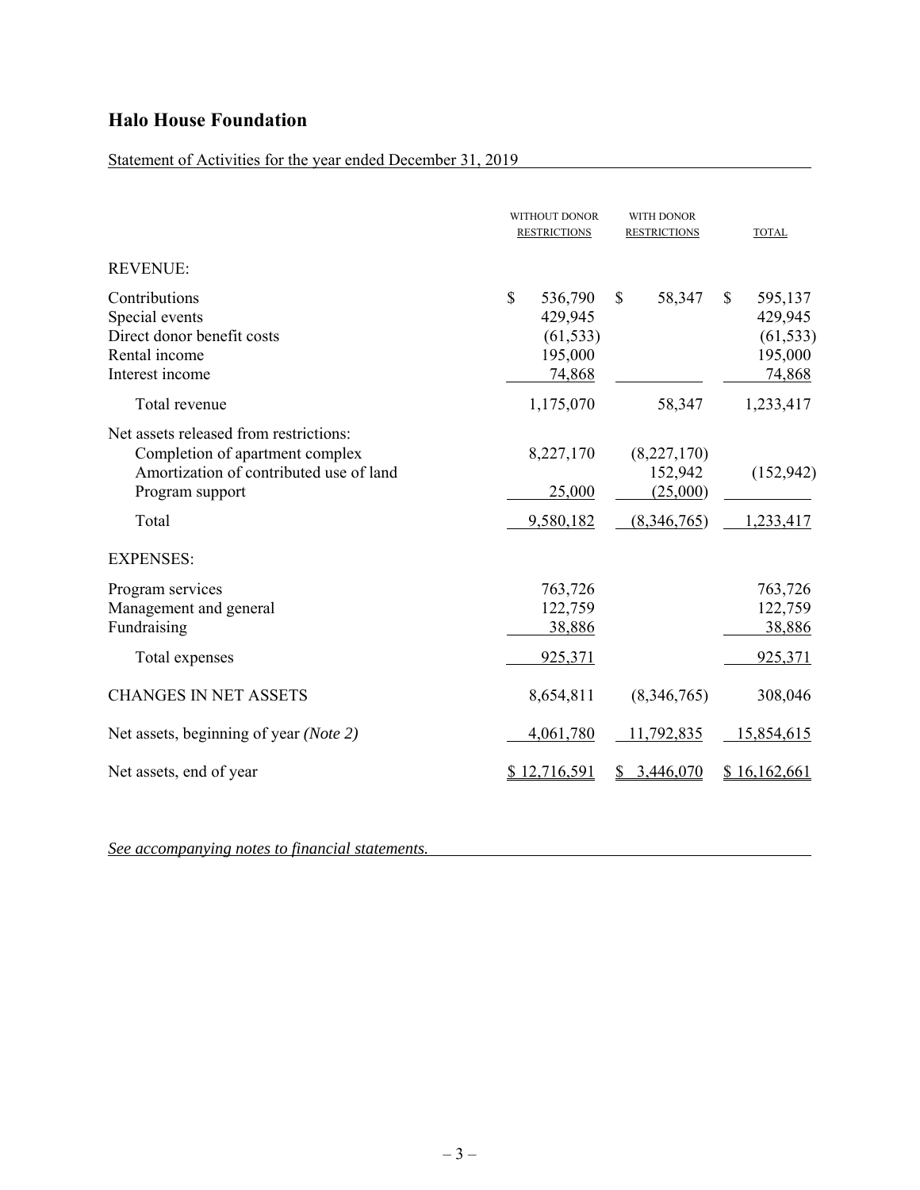# Halo House Foundation

Statement of Activities for the year ended December 31, 2019

| | WITHOUT DONOR RESTRICTIONS | WITH DONOR RESTRICTIONS | TOTAL |
|---|---|---|---|
| REVENUE: | | | |
| Contributions | $ 536,790 | $ 58,347 | $ 595,137 |
| Special events | 429,945 | | 429,945 |
| Direct donor benefit costs | (61,533) | | (61,533) |
| Rental income | 195,000 | | 195,000 |
| Interest income | 74,868 | | 74,868 |
| Total revenue | 1,175,070 | 58,347 | 1,233,417 |
| Net assets released from restrictions: | | | |
| Completion of apartment complex | 8,227,170 | (8,227,170) | |
| Amortization of contributed use of land | | 152,942 | (152,942) |
| Program support | 25,000 | (25,000) | |
| Total | 9,580,182 | (8,346,765) | 1,233,417 |
| EXPENSES: | | | |
| Program services | 763,726 | | 763,726 |
| Management and general | 122,759 | | 122,759 |
| Fundraising | 38,886 | | 38,886 |
| Total expenses | 925,371 | | 925,371 |
| CHANGES IN NET ASSETS | 8,654,811 | (8,346,765) | 308,046 |
| Net assets, beginning of year *(Note 2)* | 4,061,780 | 11,792,835 | 15,854,615 |
| Net assets, end of year | $ 12,716,591 | $ 3,446,070 | $ 16,162,661 |

*See accompanying notes to financial statements.*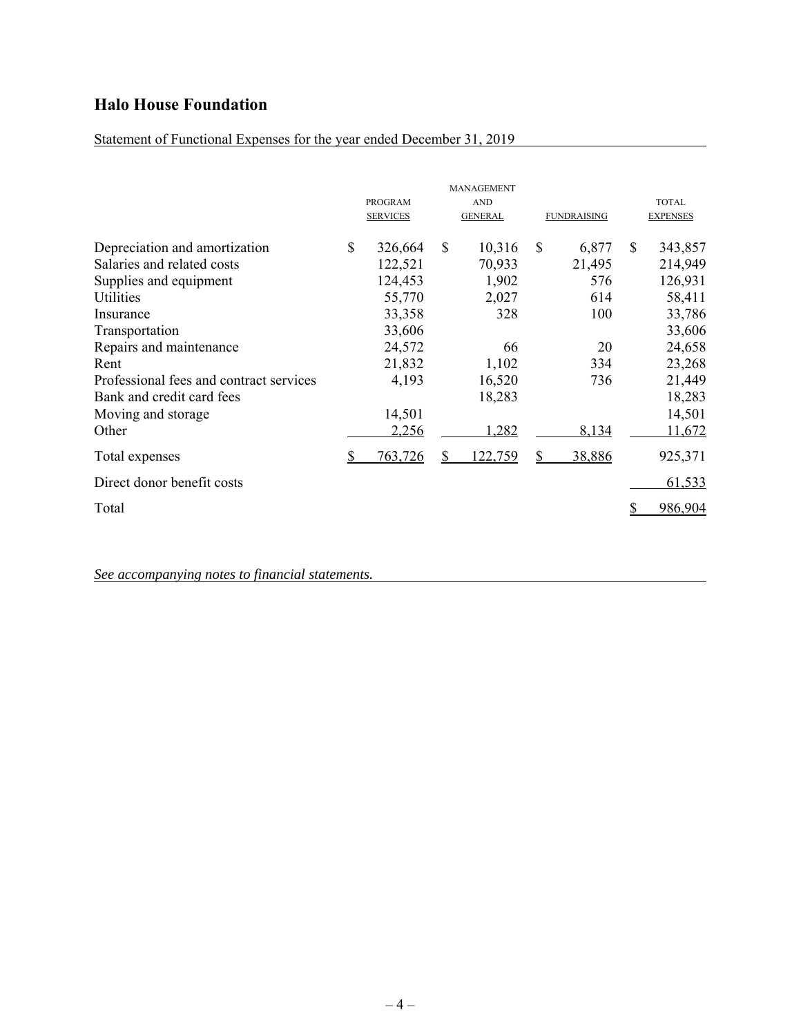## Halo House Foundation

Statement of Functional Expenses for the year ended December 31, 2019

| | PROGRAM SERVICES | MANAGEMENT AND GENERAL | FUNDRAISING | TOTAL EXPENSES |
|---|---|---|---|---|
| Depreciation and amortization | $ 326,664 | $ 10,316 | $ 6,877 | $ 343,857 |
| Salaries and related costs | 122,521 | 70,933 | 21,495 | 214,949 |
| Supplies and equipment | 124,453 | 1,902 | 576 | 126,931 |
| Utilities | 55,770 | 2,027 | 614 | 58,411 |
| Insurance | 33,358 | 328 | 100 | 33,786 |
| Transportation | 33,606 | | | 33,606 |
| Repairs and maintenance | 24,572 | 66 | 20 | 24,658 |
| Rent | 21,832 | 1,102 | 334 | 23,268 |
| Professional fees and contract services | 4,193 | 16,520 | 736 | 21,449 |
| Bank and credit card fees | | 18,283 | | 18,283 |
| Moving and storage | 14,501 | | | 14,501 |
| Other | 2,256 | 1,282 | 8,134 | 11,672 |
| Total expenses | $ 763,726 | $ 122,759 | $ 38,886 | 925,371 |
| Direct donor benefit costs | | | | 61,533 |
| Total | | | | $ 986,904 |

*See accompanying notes to financial statements.*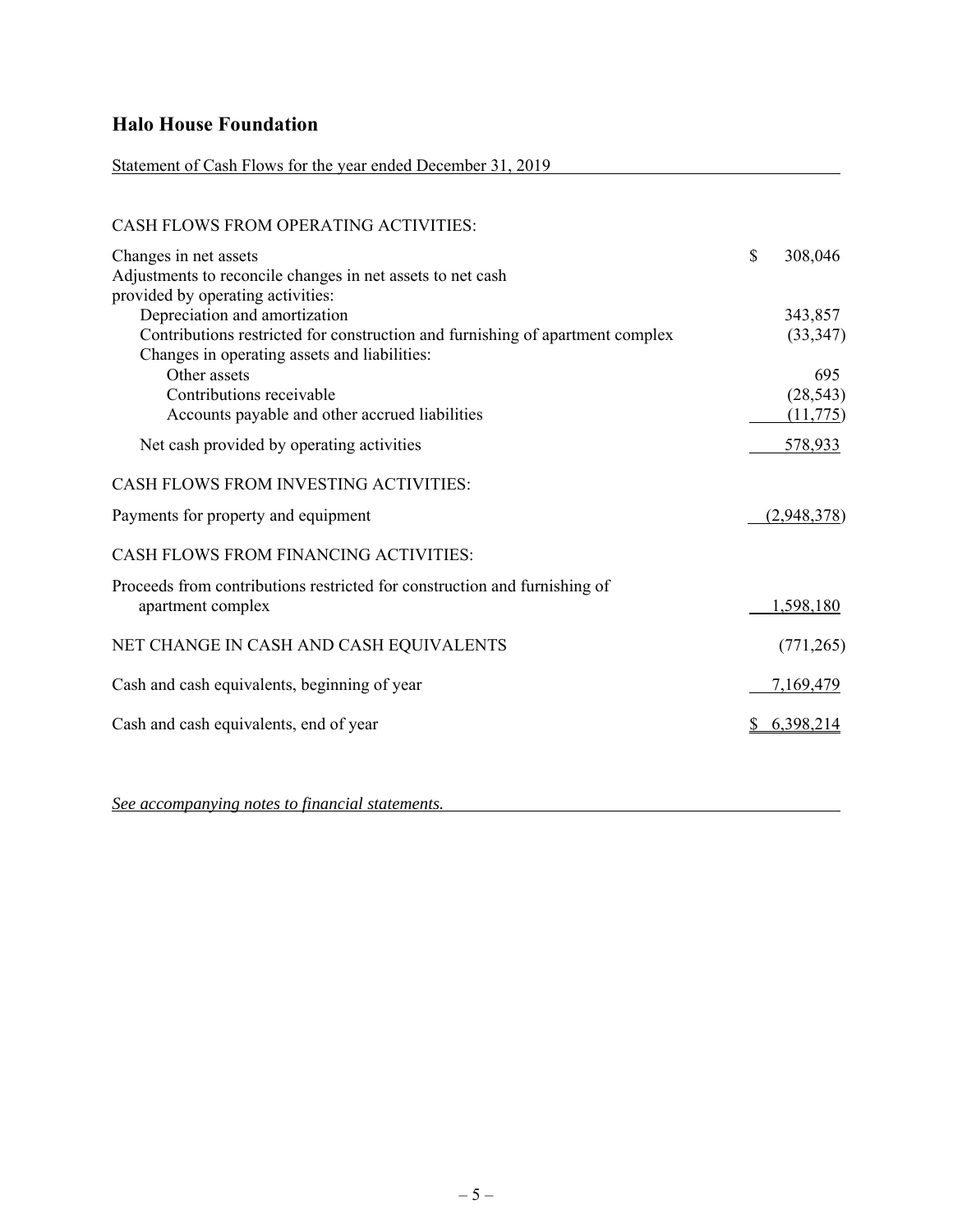# Halo House Foundation

Statement of Cash Flows for the year ended December 31, 2019

| | |
|---|---|
| CASH FLOWS FROM OPERATING ACTIVITIES: | |
| Changes in net assets | $ 308,046 |
| Adjustments to reconcile changes in net assets to net cash provided by operating activities: | |
| Depreciation and amortization | 343,857 |
| Contributions restricted for construction and furnishing of apartment complex | (33,347) |
| Changes in operating assets and liabilities: | |
| Other assets | 695 |
| Contributions receivable | (28,543) |
| Accounts payable and other accrued liabilities | (11,775) |
| Net cash provided by operating activities | 578,933 |
| CASH FLOWS FROM INVESTING ACTIVITIES: | |
| Payments for property and equipment | (2,948,378) |
| CASH FLOWS FROM FINANCING ACTIVITIES: | |
| Proceeds from contributions restricted for construction and furnishing of apartment complex | 1,598,180 |
| NET CHANGE IN CASH AND CASH EQUIVALENTS | (771,265) |
| Cash and cash equivalents, beginning of year | 7,169,479 |
| Cash and cash equivalents, end of year | $ 6,398,214 |

*See accompanying notes to financial statements.*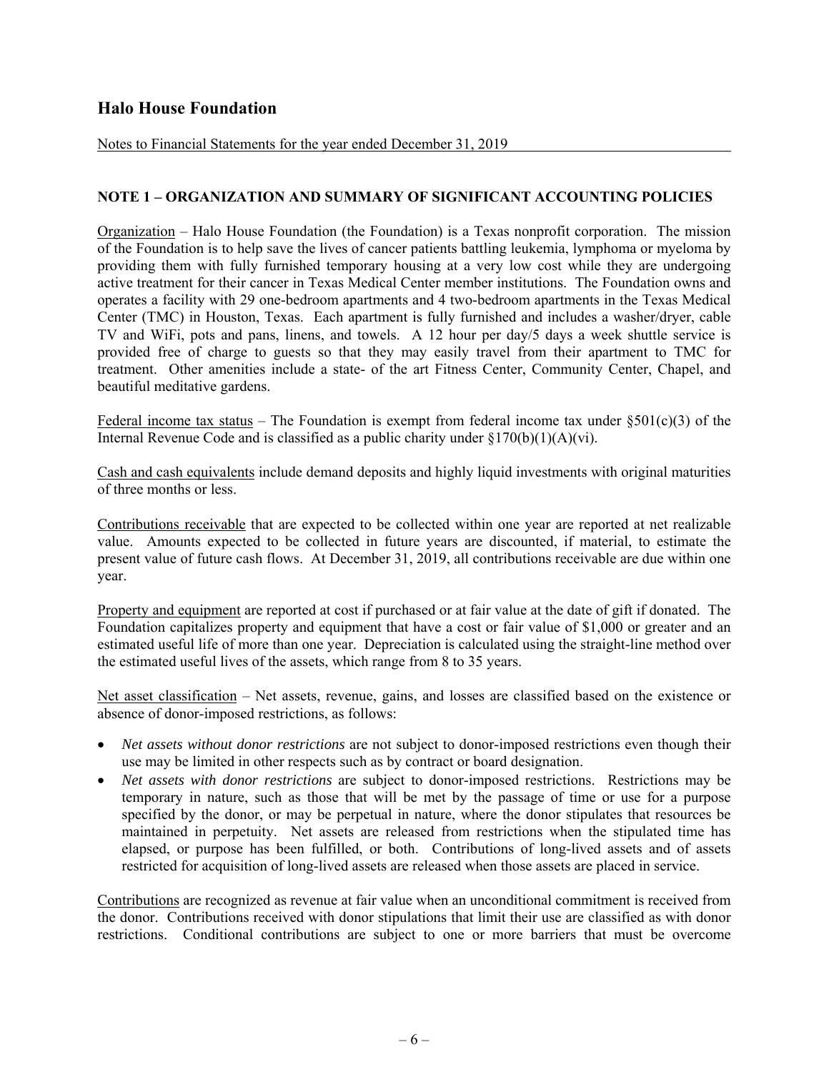# Halo House Foundation

Notes to Financial Statements for the year ended December 31, 2019

## NOTE 1 – ORGANIZATION AND SUMMARY OF SIGNIFICANT ACCOUNTING POLICIES

Organization – Halo House Foundation (the Foundation) is a Texas nonprofit corporation. The mission of the Foundation is to help save the lives of cancer patients battling leukemia, lymphoma or myeloma by providing them with fully furnished temporary housing at a very low cost while they are undergoing active treatment for their cancer in Texas Medical Center member institutions. The Foundation owns and operates a facility with 29 one-bedroom apartments and 4 two-bedroom apartments in the Texas Medical Center (TMC) in Houston, Texas. Each apartment is fully furnished and includes a washer/dryer, cable TV and WiFi, pots and pans, linens, and towels. A 12 hour per day/5 days a week shuttle service is provided free of charge to guests so that they may easily travel from their apartment to TMC for treatment. Other amenities include a state- of the art Fitness Center, Community Center, Chapel, and beautiful meditative gardens.

Federal income tax status – The Foundation is exempt from federal income tax under §501(c)(3) of the Internal Revenue Code and is classified as a public charity under §170(b)(1)(A)(vi).

Cash and cash equivalents include demand deposits and highly liquid investments with original maturities of three months or less.

Contributions receivable that are expected to be collected within one year are reported at net realizable value. Amounts expected to be collected in future years are discounted, if material, to estimate the present value of future cash flows. At December 31, 2019, all contributions receivable are due within one year.

Property and equipment are reported at cost if purchased or at fair value at the date of gift if donated. The Foundation capitalizes property and equipment that have a cost or fair value of $1,000 or greater and an estimated useful life of more than one year. Depreciation is calculated using the straight-line method over the estimated useful lives of the assets, which range from 8 to 35 years.

Net asset classification – Net assets, revenue, gains, and losses are classified based on the existence or absence of donor-imposed restrictions, as follows:

- *Net assets without donor restrictions* are not subject to donor-imposed restrictions even though their use may be limited in other respects such as by contract or board designation.
- *Net assets with donor restrictions* are subject to donor-imposed restrictions. Restrictions may be temporary in nature, such as those that will be met by the passage of time or use for a purpose specified by the donor, or may be perpetual in nature, where the donor stipulates that resources be maintained in perpetuity. Net assets are released from restrictions when the stipulated time has elapsed, or purpose has been fulfilled, or both. Contributions of long-lived assets and of assets restricted for acquisition of long-lived assets are released when those assets are placed in service.

Contributions are recognized as revenue at fair value when an unconditional commitment is received from the donor. Contributions received with donor stipulations that limit their use are classified as with donor restrictions. Conditional contributions are subject to one or more barriers that must be overcome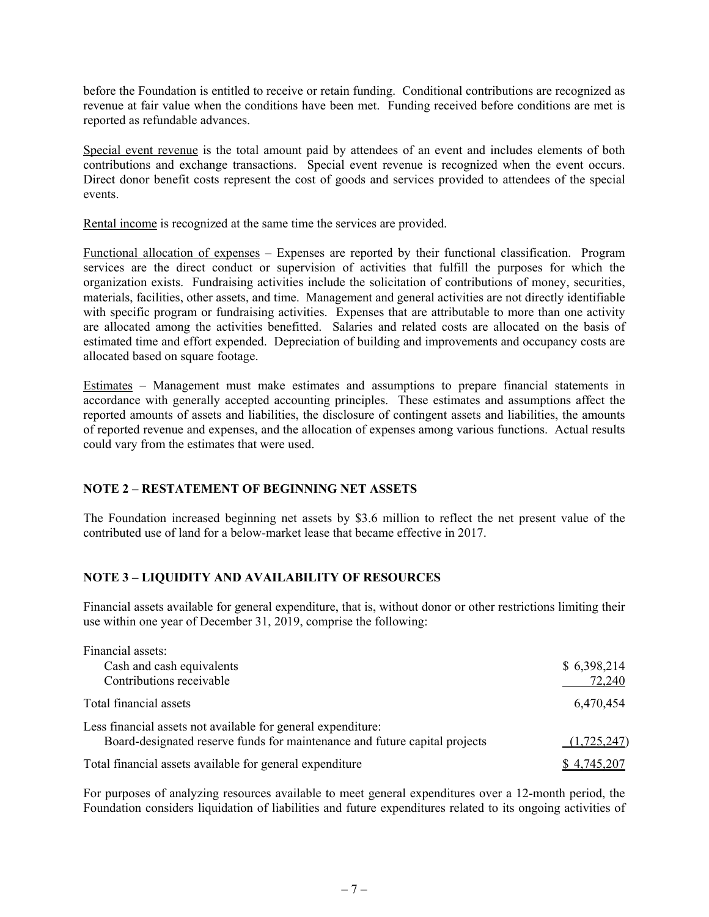before the Foundation is entitled to receive or retain funding. Conditional contributions are recognized as revenue at fair value when the conditions have been met. Funding received before conditions are met is reported as refundable advances.

Special event revenue is the total amount paid by attendees of an event and includes elements of both contributions and exchange transactions. Special event revenue is recognized when the event occurs. Direct donor benefit costs represent the cost of goods and services provided to attendees of the special events.

Rental income is recognized at the same time the services are provided.

Functional allocation of expenses – Expenses are reported by their functional classification. Program services are the direct conduct or supervision of activities that fulfill the purposes for which the organization exists. Fundraising activities include the solicitation of contributions of money, securities, materials, facilities, other assets, and time. Management and general activities are not directly identifiable with specific program or fundraising activities. Expenses that are attributable to more than one activity are allocated among the activities benefitted. Salaries and related costs are allocated on the basis of estimated time and effort expended. Depreciation of building and improvements and occupancy costs are allocated based on square footage.

Estimates – Management must make estimates and assumptions to prepare financial statements in accordance with generally accepted accounting principles. These estimates and assumptions affect the reported amounts of assets and liabilities, the disclosure of contingent assets and liabilities, the amounts of reported revenue and expenses, and the allocation of expenses among various functions. Actual results could vary from the estimates that were used.

## NOTE 2 – RESTATEMENT OF BEGINNING NET ASSETS

The Foundation increased beginning net assets by $3.6 million to reflect the net present value of the contributed use of land for a below-market lease that became effective in 2017.

## NOTE 3 – LIQUIDITY AND AVAILABILITY OF RESOURCES

Financial assets available for general expenditure, that is, without donor or other restrictions limiting their use within one year of December 31, 2019, comprise the following:

| | |
|---|---|
| Financial assets: | |
| Cash and cash equivalents | $ 6,398,214 |
| Contributions receivable | 72,240 |
| Total financial assets | 6,470,454 |
| Less financial assets not available for general expenditure: | |
| Board-designated reserve funds for maintenance and future capital projects | (1,725,247) |
| Total financial assets available for general expenditure | $ 4,745,207 |

For purposes of analyzing resources available to meet general expenditures over a 12-month period, the Foundation considers liquidation of liabilities and future expenditures related to its ongoing activities of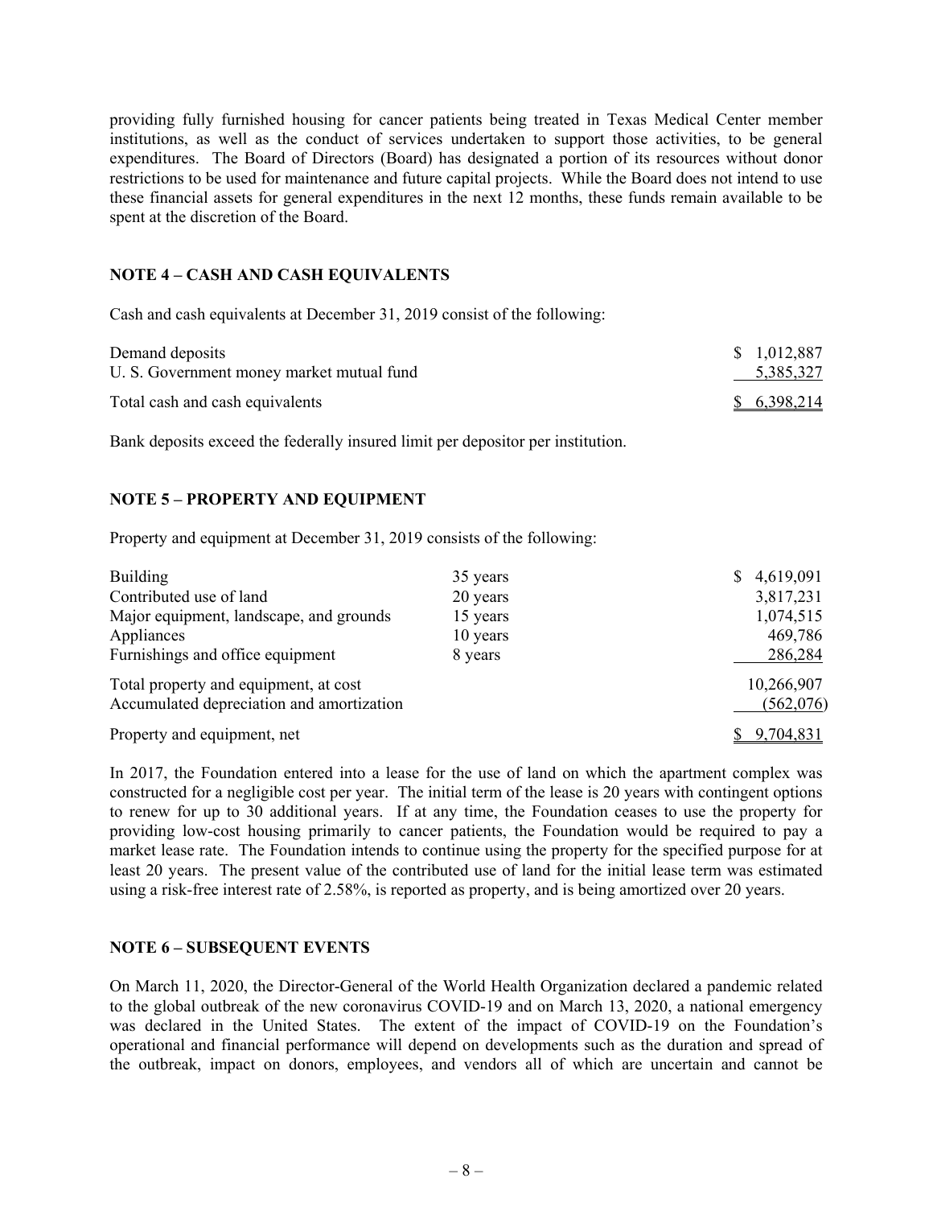providing fully furnished housing for cancer patients being treated in Texas Medical Center member institutions, as well as the conduct of services undertaken to support those activities, to be general expenditures. The Board of Directors (Board) has designated a portion of its resources without donor restrictions to be used for maintenance and future capital projects. While the Board does not intend to use these financial assets for general expenditures in the next 12 months, these funds remain available to be spent at the discretion of the Board.

## NOTE 4 – CASH AND CASH EQUIVALENTS

Cash and cash equivalents at December 31, 2019 consist of the following:

| | |
|---|---|
| Demand deposits | $ 1,012,887 |
| U. S. Government money market mutual fund | 5,385,327 |
| Total cash and cash equivalents | $ 6,398,214 |

Bank deposits exceed the federally insured limit per depositor per institution.

## NOTE 5 – PROPERTY AND EQUIPMENT

Property and equipment at December 31, 2019 consists of the following:

| | | |
|---|---|---|
| Building | 35 years | $ 4,619,091 |
| Contributed use of land | 20 years | 3,817,231 |
| Major equipment, landscape, and grounds | 15 years | 1,074,515 |
| Appliances | 10 years | 469,786 |
| Furnishings and office equipment | 8 years | 286,284 |
| Total property and equipment, at cost | | 10,266,907 |
| Accumulated depreciation and amortization | | (562,076) |
| Property and equipment, net | | $ 9,704,831 |

In 2017, the Foundation entered into a lease for the use of land on which the apartment complex was constructed for a negligible cost per year. The initial term of the lease is 20 years with contingent options to renew for up to 30 additional years. If at any time, the Foundation ceases to use the property for providing low-cost housing primarily to cancer patients, the Foundation would be required to pay a market lease rate. The Foundation intends to continue using the property for the specified purpose for at least 20 years. The present value of the contributed use of land for the initial lease term was estimated using a risk-free interest rate of 2.58%, is reported as property, and is being amortized over 20 years.

## NOTE 6 – SUBSEQUENT EVENTS

On March 11, 2020, the Director-General of the World Health Organization declared a pandemic related to the global outbreak of the new coronavirus COVID-19 and on March 13, 2020, a national emergency was declared in the United States. The extent of the impact of COVID-19 on the Foundation's operational and financial performance will depend on developments such as the duration and spread of the outbreak, impact on donors, employees, and vendors all of which are uncertain and cannot be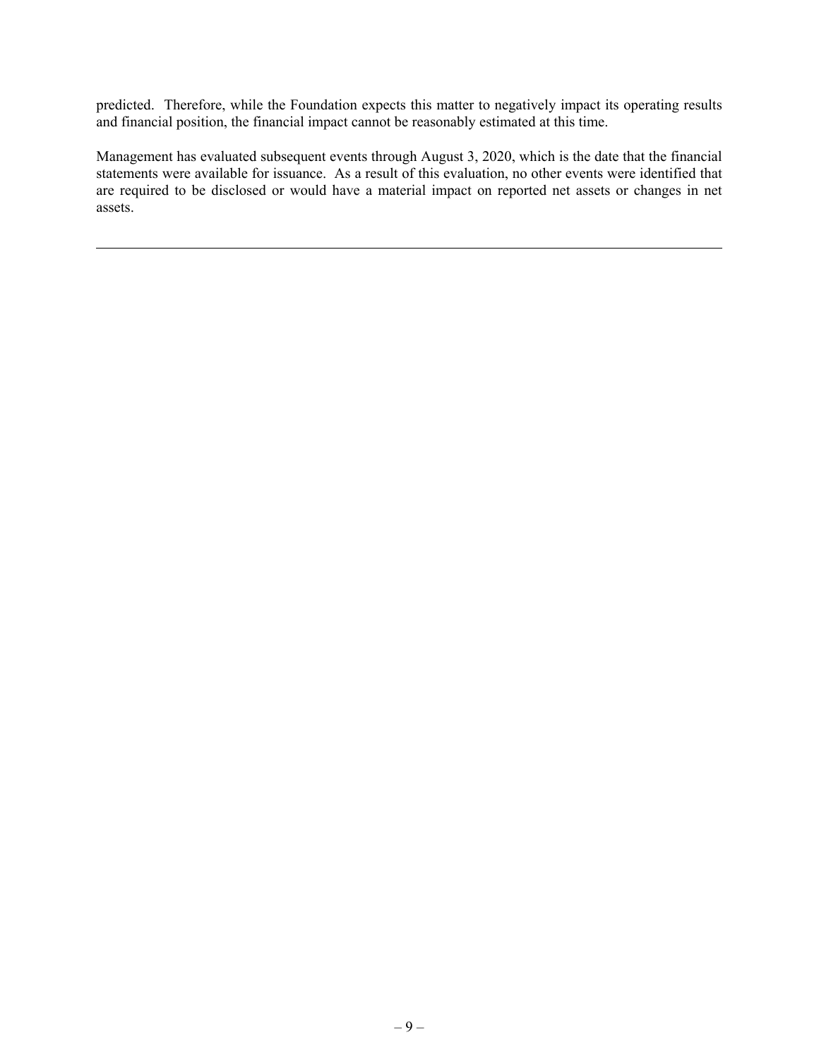predicted. Therefore, while the Foundation expects this matter to negatively impact its operating results and financial position, the financial impact cannot be reasonably estimated at this time.

Management has evaluated subsequent events through August 3, 2020, which is the date that the financial statements were available for issuance. As a result of this evaluation, no other events were identified that are required to be disclosed or would have a material impact on reported net assets or changes in net assets.

---